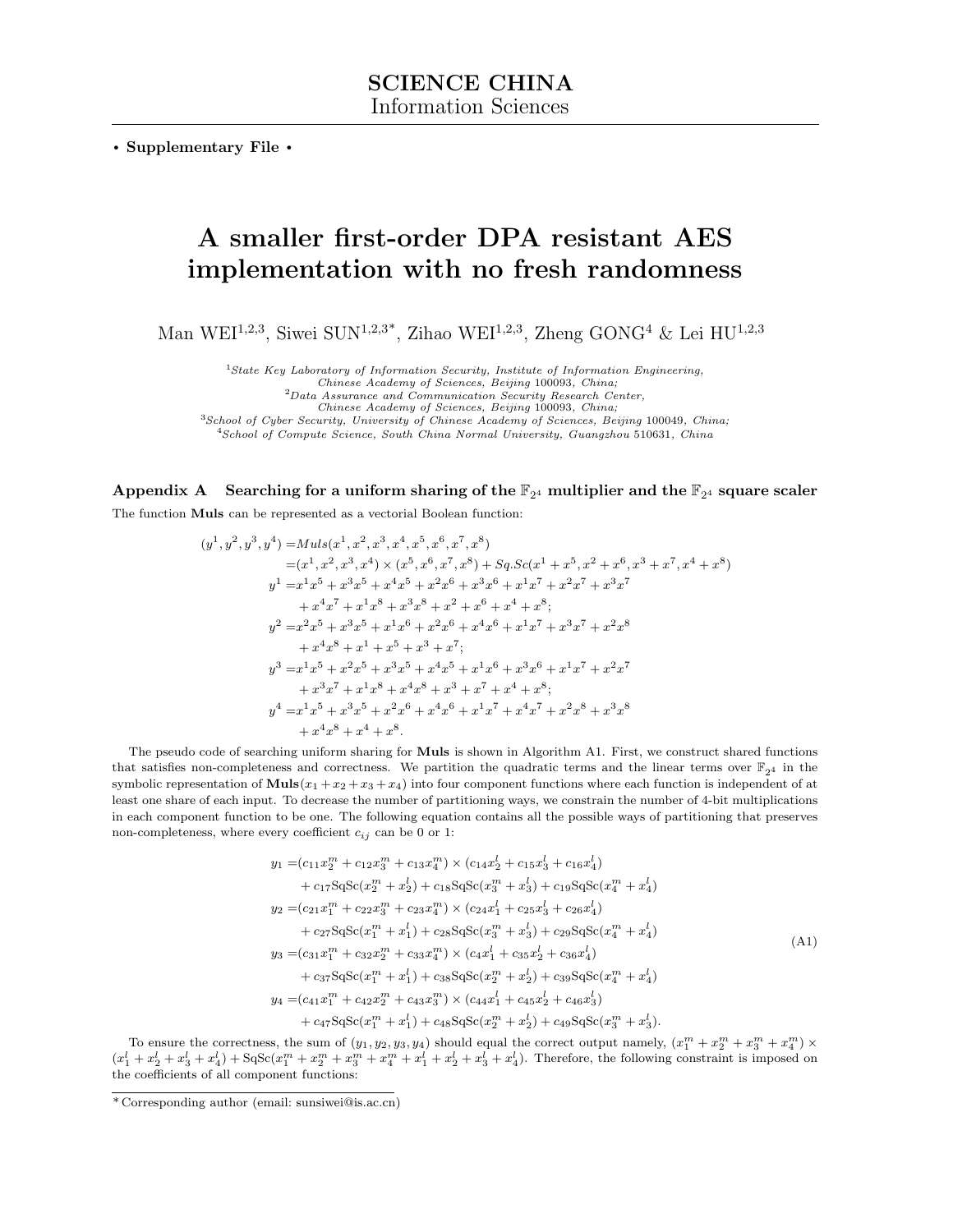**SCIENCE CHINA**
Information Sciences

• **Supplementary File** •

# A smaller first-order DPA resistant AES implementation with no fresh randomness

Man WEI[1,2,3], Siwei SUN[1,2,3*], Zihao WEI[1,2,3], Zheng GONG[4] & Lei HU[1,2,3]

[1] *State Key Laboratory of Information Security, Institute of Information Engineering, Chinese Academy of Sciences, Beijing* 100093*, China;*
[2] *Data Assurance and Communication Security Research Center, Chinese Academy of Sciences, Beijing* 100093*, China;*
[3] *School of Cyber Security, University of Chinese Academy of Sciences, Beijing* 100049*, China;*
[4] *School of Compute Science, South China Normal University, Guangzhou* 510631*, China*

## Appendix A Searching for a uniform sharing of the $\mathbb{F}_{2^4}$ multiplier and the $\mathbb{F}_{2^4}$ square scaler

The function **Muls** can be represented as a vectorial Boolean function:

$$
\begin{aligned}
(y^1, y^2, y^3, y^4) =& Muls(x^1, x^2, x^3, x^4, x^5, x^6, x^7, x^8)\\
=&(x^1, x^2, x^3, x^4) \times (x^5, x^6, x^7, x^8) + Sq.Sc(x^1 + x^5, x^2 + x^6, x^3 + x^7, x^4 + x^8)\\
y^1 =& x^1x^5 + x^3x^5 + x^4x^5 + x^2x^6 + x^3x^6 + x^1x^7 + x^2x^7 + x^3x^7\\
&+ x^4x^7 + x^1x^8 + x^3x^8 + x^2 + x^6 + x^4 + x^8;\\
y^2 =& x^2x^5 + x^3x^5 + x^1x^6 + x^2x^6 + x^4x^6 + x^1x^7 + x^3x^7 + x^2x^8\\
&+ x^4x^8 + x^1 + x^5 + x^3 + x^7;\\
y^3 =& x^1x^5 + x^2x^5 + x^3x^5 + x^4x^5 + x^1x^6 + x^3x^6 + x^1x^7 + x^2x^7\\
&+ x^3x^7 + x^1x^8 + x^4x^8 + x^3 + x^7 + x^4 + x^8;\\
y^4 =& x^1x^5 + x^3x^5 + x^2x^6 + x^4x^6 + x^1x^7 + x^4x^7 + x^2x^8 + x^3x^8\\
&+ x^4x^8 + x^4 + x^8.
\end{aligned}
$$

The pseudo code of searching uniform sharing for **Muls** is shown in Algorithm A1. First, we construct shared functions that satisfies non-completeness and correctness. We partition the quadratic terms and the linear terms over $\mathbb{F}_{2^4}$ in the symbolic representation of $\mathbf{Muls}(x_1 + x_2 + x_3 + x_4)$ into four component functions where each function is independent of at least one share of each input. To decrease the number of partitioning ways, we constrain the number of 4-bit multiplications in each component function to be one. The following equation contains all the possible ways of partitioning that preserves non-completeness, where every coefficient $c_{ij}$ can be 0 or 1:

$$
\begin{aligned}
y_1 =&(c_{11}x_2^m + c_{12}x_3^m + c_{13}x_4^m) \times (c_{14}x_2^l + c_{15}x_3^l + c_{16}x_4^l)\\
&+ c_{17}\mathrm{SqSc}(x_2^m + x_2^l) + c_{18}\mathrm{SqSc}(x_3^m + x_3^l) + c_{19}\mathrm{SqSc}(x_4^m + x_4^l)\\
y_2 =&(c_{21}x_1^m + c_{22}x_3^m + c_{23}x_4^m) \times (c_{24}x_1^l + c_{25}x_3^l + c_{26}x_4^l)\\
&+ c_{27}\mathrm{SqSc}(x_1^m + x_1^l) + c_{28}\mathrm{SqSc}(x_3^m + x_3^l) + c_{29}\mathrm{SqSc}(x_4^m + x_4^l)\\
y_3 =&(c_{31}x_1^m + c_{32}x_2^m + c_{33}x_4^m) \times (c_{4}x_1^l + c_{35}x_2^l + c_{36}x_4^l)\\
&+ c_{37}\mathrm{SqSc}(x_1^m + x_1^l) + c_{38}\mathrm{SqSc}(x_2^m + x_2^l) + c_{39}\mathrm{SqSc}(x_4^m + x_4^l)\\
y_4 =&(c_{41}x_1^m + c_{42}x_2^m + c_{43}x_3^m) \times (c_{44}x_1^l + c_{45}x_2^l + c_{46}x_3^l)\\
&+ c_{47}\mathrm{SqSc}(x_1^m + x_1^l) + c_{48}\mathrm{SqSc}(x_2^m + x_2^l) + c_{49}\mathrm{SqSc}(x_3^m + x_3^l).
\end{aligned}
\tag{A1}
$$

To ensure the correctness, the sum of $(y_1, y_2, y_3, y_4)$ should equal the correct output namely, $(x_1^m + x_2^m + x_3^m + x_4^m) \times (x_1^l + x_2^l + x_3^l + x_4^l) + \mathrm{SqSc}(x_1^m + x_2^m + x_3^m + x_4^m + x_1^l + x_2^l + x_3^l + x_4^l)$. Therefore, the following constraint is imposed on the coefficients of all component functions:

*Corresponding author (email: sunsiwei@is.ac.cn)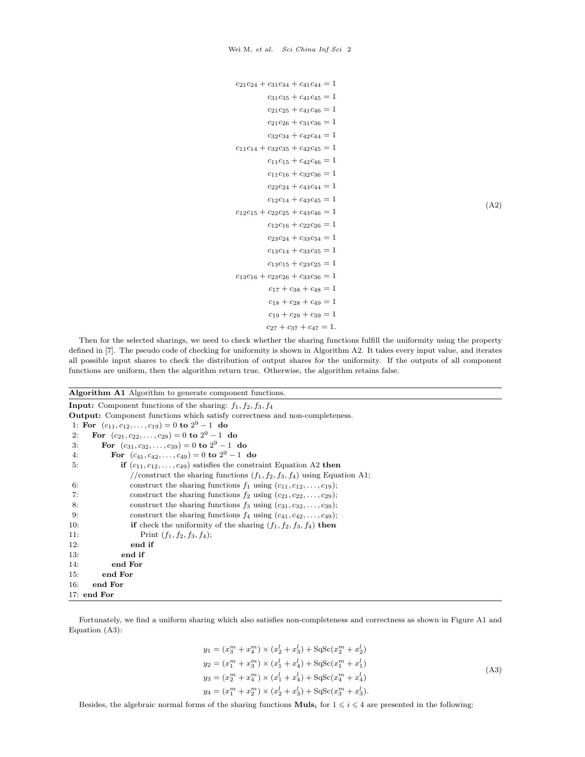$$
\begin{aligned}
c_{21}c_{24} + c_{31}c_{34} + c_{41}c_{44} &= 1 \\
c_{31}c_{35} + c_{41}c_{45} &= 1 \\
c_{21}c_{25} + c_{41}c_{46} &= 1 \\
c_{21}c_{26} + c_{31}c_{36} &= 1 \\
c_{32}c_{34} + c_{42}c_{44} &= 1 \\
c_{11}c_{14} + c_{32}c_{35} + c_{42}c_{45} &= 1 \\
c_{11}c_{15} + c_{42}c_{46} &= 1 \\
c_{11}c_{16} + c_{32}c_{36} &= 1 \\
c_{22}c_{24} + c_{43}c_{44} &= 1 \\
c_{12}c_{14} + c_{43}c_{45} &= 1 \\
c_{12}c_{15} + c_{22}c_{25} + c_{43}c_{46} &= 1 \\
c_{12}c_{16} + c_{22}c_{26} &= 1 \\
c_{23}c_{24} + c_{33}c_{34} &= 1 \\
c_{13}c_{14} + c_{33}c_{35} &= 1 \\
c_{13}c_{15} + c_{23}c_{25} &= 1 \\
c_{13}c_{16} + c_{23}c_{26} + c_{33}c_{36} &= 1 \\
c_{17} + c_{38} + c_{48} &= 1 \\
c_{18} + c_{28} + c_{49} &= 1 \\
c_{19} + c_{29} + c_{39} &= 1 \\
c_{27} + c_{37} + c_{47} &= 1.
\end{aligned}
\tag{A2}
$$

Then for the selected sharings, we need to check whether the sharing functions fulfill the uniformity using the property defined in [7]. The pseudo code of checking for uniformity is shown in Algorithm A2. It takes every input value, and iterates all possible input shares to check the distribution of output shares for the uniformity. If the outputs of all component functions are uniform, then the algorithm return true. Otherwise, the algorithm retains false.

**Algorithm A1** Algorithm to generate component functions.

**Input:** Component functions of the sharing: $f_1, f_2, f_3, f_4$
**Output:** Component functions which satisfy correctness and non-completeness.

```
1:  For (c11, c12, ..., c19) = 0 to 2^9 − 1 do
2:    For (c21, c22, ..., c29) = 0 to 2^9 − 1 do
3:      For (c31, c32, ..., c39) = 0 to 2^9 − 1 do
4:        For (c41, c42, ..., c49) = 0 to 2^9 − 1 do
5:          if (c11, c12, ..., c49) satisfies the constraint Equation A2 then
              //construct the sharing functions (f1, f2, f3, f4) using Equation A1;
6:            construct the sharing functions f1 using (c11, c12, ..., c19);
7:            construct the sharing functions f2 using (c21, c22, ..., c29);
8:            construct the sharing functions f3 using (c31, c32, ..., c39);
9:            construct the sharing functions f4 using (c41, c42, ..., c49);
10:           if check the uniformity of the sharing (f1, f2, f3, f4) then
11:             Print (f1, f2, f3, f4);
12:           end if
13:         end if
14:       end For
15:     end For
16:   end For
17: end For
```

Fortunately, we find a uniform sharing which also satisfies non-completeness and correctness as shown in Figure A1 and Equation (A3):

$$
\begin{aligned}
y_1 &= (x_3^m + x_4^m) \times (x_2^l + x_3^l) + \mathrm{SqSc}(x_2^m + x_2^l) \\
y_2 &= (x_1^m + x_3^m) \times (x_1^l + x_4^l) + \mathrm{SqSc}(x_1^m + x_1^l) \\
y_3 &= (x_2^m + x_4^m) \times (x_1^l + x_4^l) + \mathrm{SqSc}(x_4^m + x_4^l) \\
y_4 &= (x_1^m + x_2^m) \times (x_2^l + x_3^l) + \mathrm{SqSc}(x_3^m + x_3^l).
\end{aligned}
\tag{A3}
$$

Besides, the algebraic normal forms of the sharing functions $\mathbf{Muls}_i$ for $1 \leqslant i \leqslant 4$ are presented in the following: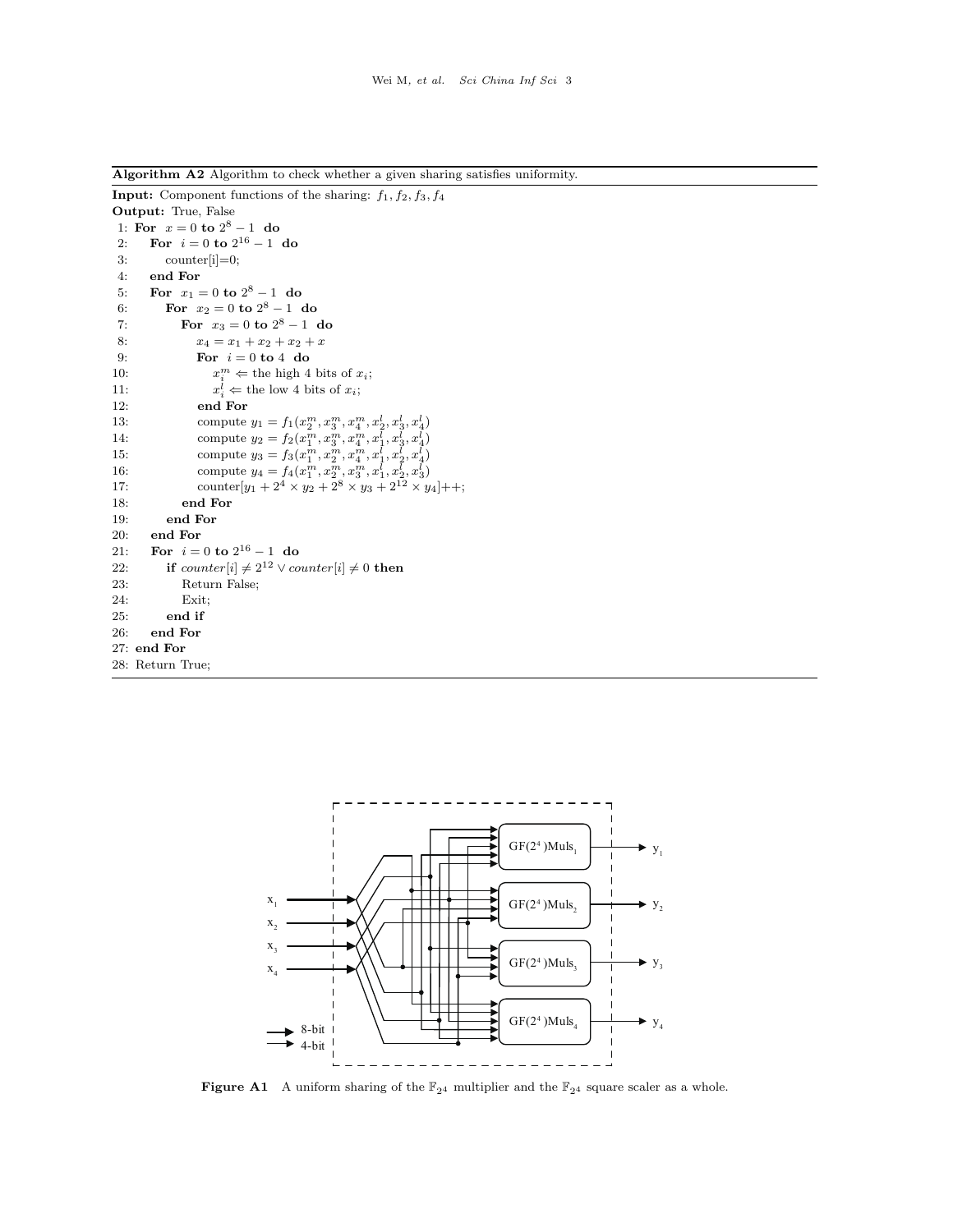**Algorithm A2** Algorithm to check whether a given sharing satisfies uniformity.

**Input:** Component functions of the sharing: $f_1, f_2, f_3, f_4$

**Output:** True, False

```
1: For x = 0 to 2^8 − 1 do
2:     For i = 0 to 2^16 − 1 do
3:         counter[i]=0;
4:     end For
5:     For x_1 = 0 to 2^8 − 1 do
6:         For x_2 = 0 to 2^8 − 1 do
7:             For x_3 = 0 to 2^8 − 1 do
8:                 x_4 = x_1 + x_2 + x_2 + x
9:                 For i = 0 to 4 do
10:                    x_i^m ⇐ the high 4 bits of x_i;
11:                    x_i^l ⇐ the low 4 bits of x_i;
12:                end For
13:                compute y_1 = f_1(x_2^m, x_3^m, x_4^m, x_2^l, x_3^l, x_4^l)
14:                compute y_2 = f_2(x_1^m, x_3^m, x_4^m, x_1^l, x_3^l, x_4^l)
15:                compute y_3 = f_3(x_1^m, x_2^m, x_4^m, x_1^l, x_2^l, x_4^l)
16:                compute y_4 = f_4(x_1^m, x_2^m, x_3^m, x_1^l, x_2^l, x_3^l)
17:                counter[y_1 + 2^4 × y_2 + 2^8 × y_3 + 2^12 × y_4]++;
18:            end For
19:        end For
20:    end For
21:    For i = 0 to 2^16 − 1 do
22:        if counter[i] ≠ 2^12 ∨ counter[i] ≠ 0 then
23:            Return False;
24:            Exit;
25:        end if
26:    end For
27: end For
28: Return True;
```

**Figure A1** A uniform sharing of the $\mathbb{F}_{2^4}$ multiplier and the $\mathbb{F}_{2^4}$ square scaler as a whole.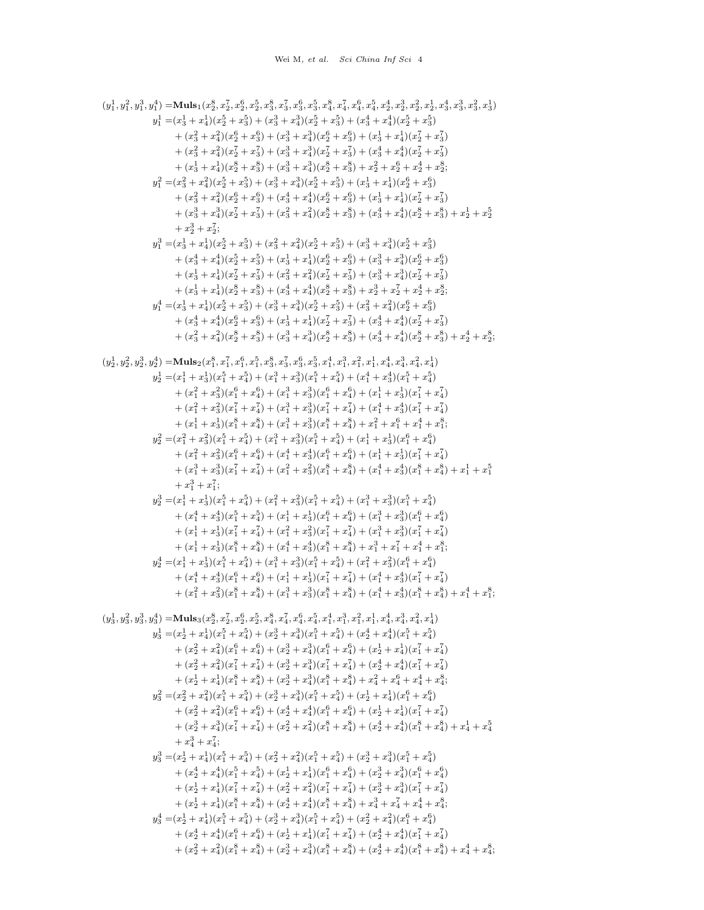$$
\begin{aligned}
(y_1^1,y_1^2,y_1^3,y_1^4) =& \mathbf{Muls}_1(x_2^8,x_2^7,x_2^6,x_2^5,x_3^8,x_3^7,x_3^6,x_3^5,x_4^8,x_4^7,x_4^6,x_4^5,x_4^4,x_2^3,x_2^2,x_2^1,x_3^4,x_3^3,x_3^2,x_3^1)\\
y_1^1 =& (x_3^1+x_4^1)(x_2^5+x_3^5)+(x_3^3+x_4^3)(x_2^5+x_3^5)+(x_3^4+x_4^4)(x_2^5+x_3^5)\\
&+(x_3^2+x_4^2)(x_2^6+x_3^6)+(x_3^3+x_4^3)(x_2^6+x_3^6)+(x_3^1+x_4^1)(x_2^7+x_3^7)\\
&+(x_3^2+x_4^2)(x_2^7+x_3^7)+(x_3^3+x_4^3)(x_2^7+x_3^7)+(x_3^4+x_4^4)(x_2^7+x_3^7)\\
&+(x_3^1+x_4^1)(x_2^8+x_3^8)+(x_3^3+x_4^3)(x_2^8+x_3^8)+x_2^2+x_2^6+x_2^4+x_2^8;\\
y_1^2 =& (x_3^2+x_4^2)(x_2^5+x_3^5)+(x_3^3+x_4^3)(x_2^5+x_3^5)+(x_3^1+x_4^1)(x_2^6+x_3^6)\\
&+(x_3^2+x_4^2)(x_2^6+x_3^6)+(x_3^4+x_4^4)(x_2^6+x_3^6)+(x_3^1+x_4^1)(x_2^7+x_3^7)\\
&+(x_3^3+x_4^3)(x_2^7+x_3^7)+(x_3^2+x_4^2)(x_2^8+x_3^8)+(x_3^4+x_4^4)(x_2^8+x_3^8)+x_2^1+x_2^5\\
&+x_2^3+x_2^7;\\
y_1^3 =& (x_3^1+x_4^1)(x_2^5+x_3^5)+(x_3^2+x_4^2)(x_2^5+x_3^5)+(x_3^3+x_4^3)(x_2^5+x_3^5)\\
&+(x_3^4+x_4^4)(x_2^5+x_3^5)+(x_3^1+x_4^1)(x_2^6+x_3^6)+(x_3^3+x_4^3)(x_2^6+x_3^6)\\
&+(x_3^1+x_4^1)(x_2^7+x_3^7)+(x_3^2+x_4^2)(x_2^7+x_3^7)+(x_3^3+x_4^3)(x_2^7+x_3^7)\\
&+(x_3^1+x_4^1)(x_2^8+x_3^8)+(x_3^4+x_4^4)(x_2^8+x_3^8)+x_2^3+x_2^7+x_2^4+x_2^8;\\
y_1^4 =& (x_3^1+x_4^1)(x_2^5+x_3^5)+(x_3^3+x_4^3)(x_2^5+x_3^5)+(x_3^2+x_4^2)(x_2^6+x_3^6)\\
&+(x_3^4+x_4^4)(x_2^6+x_3^6)+(x_3^1+x_4^1)(x_2^7+x_3^7)+(x_3^4+x_4^4)(x_2^7+x_3^7)\\
&+(x_3^2+x_4^2)(x_2^8+x_3^8)+(x_3^3+x_4^3)(x_2^8+x_3^8)+(x_3^4+x_4^4)(x_2^8+x_3^8)+x_2^4+x_2^8;
\end{aligned}
$$

$$
\begin{aligned}
(y_2^1,y_2^2,y_2^3,y_2^4) =& \mathbf{Muls}_2(x_1^8,x_1^7,x_1^6,x_1^5,x_3^8,x_3^7,x_3^6,x_3^5,x_1^4,x_1^3,x_1^2,x_1^1,x_4^4,x_4^3,x_4^2,x_4^1)\\
y_2^1 =& (x_1^1+x_3^1)(x_1^5+x_4^5)+(x_1^3+x_3^3)(x_1^5+x_4^5)+(x_1^4+x_3^4)(x_1^5+x_4^5)\\
&+(x_1^2+x_3^2)(x_1^6+x_4^6)+(x_1^3+x_3^3)(x_1^6+x_4^6)+(x_1^1+x_3^1)(x_1^7+x_4^7)\\
&+(x_1^2+x_3^2)(x_1^7+x_4^7)+(x_1^3+x_3^3)(x_1^7+x_4^7)+(x_1^4+x_3^4)(x_1^7+x_4^7)\\
&+(x_1^1+x_3^1)(x_1^8+x_4^8)+(x_1^3+x_3^3)(x_1^8+x_4^8)+x_1^2+x_1^6+x_1^4+x_1^8;\\
y_2^2 =& (x_1^2+x_3^2)(x_1^5+x_4^5)+(x_1^3+x_3^3)(x_1^5+x_4^5)+(x_1^1+x_3^1)(x_1^6+x_4^6)\\
&+(x_1^2+x_3^2)(x_1^6+x_4^6)+(x_1^4+x_3^4)(x_1^6+x_4^6)+(x_1^1+x_3^1)(x_1^7+x_4^7)\\
&+(x_1^3+x_3^3)(x_1^7+x_4^7)+(x_1^2+x_3^2)(x_1^8+x_4^8)+(x_1^4+x_3^4)(x_1^8+x_4^8)+x_1^1+x_1^5\\
&+x_1^3+x_1^7;\\
y_2^3 =& (x_1^1+x_3^1)(x_1^5+x_4^5)+(x_1^2+x_3^2)(x_1^5+x_4^5)+(x_1^3+x_3^3)(x_1^5+x_4^5)\\
&+(x_1^4+x_3^4)(x_1^5+x_4^5)+(x_1^1+x_3^1)(x_1^6+x_4^6)+(x_1^3+x_3^3)(x_1^6+x_4^6)\\
&+(x_1^1+x_3^1)(x_1^7+x_4^7)+(x_1^2+x_3^2)(x_1^7+x_4^7)+(x_1^3+x_3^3)(x_1^7+x_4^7)\\
&+(x_1^1+x_3^1)(x_1^8+x_4^8)+(x_1^4+x_3^4)(x_1^8+x_4^8)+x_1^3+x_1^7+x_1^4+x_1^8;\\
y_2^4 =& (x_1^1+x_3^1)(x_1^5+x_4^5)+(x_1^3+x_3^3)(x_1^5+x_4^5)+(x_1^2+x_3^2)(x_1^6+x_4^6)\\
&+(x_1^4+x_3^4)(x_1^6+x_4^6)+(x_1^1+x_3^1)(x_1^7+x_4^7)+(x_1^4+x_3^4)(x_1^7+x_4^7)\\
&+(x_1^2+x_3^2)(x_1^8+x_4^8)+(x_1^3+x_3^3)(x_1^8+x_4^8)+(x_1^4+x_3^4)(x_1^8+x_4^8)+x_1^4+x_1^8;
\end{aligned}
$$

$$
\begin{aligned}
(y_3^1,y_3^2,y_3^3,y_3^4) =& \mathbf{Muls}_3(x_2^8,x_2^7,x_2^6,x_2^5,x_4^8,x_4^7,x_4^6,x_4^5,x_1^4,x_1^3,x_1^2,x_1^1,x_4^4,x_4^3,x_4^2,x_4^1)\\
y_3^1 =& (x_2^1+x_4^1)(x_1^5+x_4^5)+(x_2^3+x_4^3)(x_1^5+x_4^5)+(x_2^4+x_4^4)(x_1^5+x_4^5)\\
&+(x_2^2+x_4^2)(x_1^6+x_4^6)+(x_2^3+x_4^3)(x_1^6+x_4^6)+(x_2^1+x_4^1)(x_1^7+x_4^7)\\
&+(x_2^2+x_4^2)(x_1^7+x_4^7)+(x_2^3+x_4^3)(x_1^7+x_4^7)+(x_2^4+x_4^4)(x_1^7+x_4^7)\\
&+(x_2^1+x_4^1)(x_1^8+x_4^8)+(x_2^3+x_4^3)(x_1^8+x_4^8)+x_4^2+x_4^6+x_4^4+x_4^8;\\
y_3^2 =& (x_2^2+x_4^2)(x_1^5+x_4^5)+(x_2^3+x_4^3)(x_1^5+x_4^5)+(x_2^1+x_4^1)(x_1^6+x_4^6)\\
&+(x_2^2+x_4^2)(x_1^6+x_4^6)+(x_2^4+x_4^4)(x_1^6+x_4^6)+(x_2^1+x_4^1)(x_1^7+x_4^7)\\
&+(x_2^3+x_4^3)(x_1^7+x_4^7)+(x_2^2+x_4^2)(x_1^8+x_4^8)+(x_2^4+x_4^4)(x_1^8+x_4^8)+x_4^1+x_4^5\\
&+x_4^3+x_4^7;\\
y_3^3 =& (x_2^1+x_4^1)(x_1^5+x_4^5)+(x_2^2+x_4^2)(x_1^5+x_4^5)+(x_2^3+x_4^3)(x_1^5+x_4^5)\\
&+(x_2^4+x_4^4)(x_1^5+x_4^5)+(x_2^1+x_4^1)(x_1^6+x_4^6)+(x_2^3+x_4^3)(x_1^6+x_4^6)\\
&+(x_2^1+x_4^1)(x_1^7+x_4^7)+(x_2^2+x_4^2)(x_1^7+x_4^7)+(x_2^3+x_4^3)(x_1^7+x_4^7)\\
&+(x_2^1+x_4^1)(x_1^8+x_4^8)+(x_2^4+x_4^4)(x_1^8+x_4^8)+x_4^3+x_4^7+x_4^4+x_4^8;\\
y_3^4 =& (x_2^1+x_4^1)(x_1^5+x_4^5)+(x_2^3+x_4^3)(x_1^5+x_4^5)+(x_2^2+x_4^2)(x_1^6+x_4^6)\\
&+(x_2^4+x_4^4)(x_1^6+x_4^6)+(x_2^1+x_4^1)(x_1^7+x_4^7)+(x_2^4+x_4^4)(x_1^7+x_4^7)\\
&+(x_2^2+x_4^2)(x_1^8+x_4^8)+(x_2^3+x_4^3)(x_1^8+x_4^8)+(x_2^4+x_4^4)(x_1^8+x_4^8)+x_4^4+x_4^8;
\end{aligned}
$$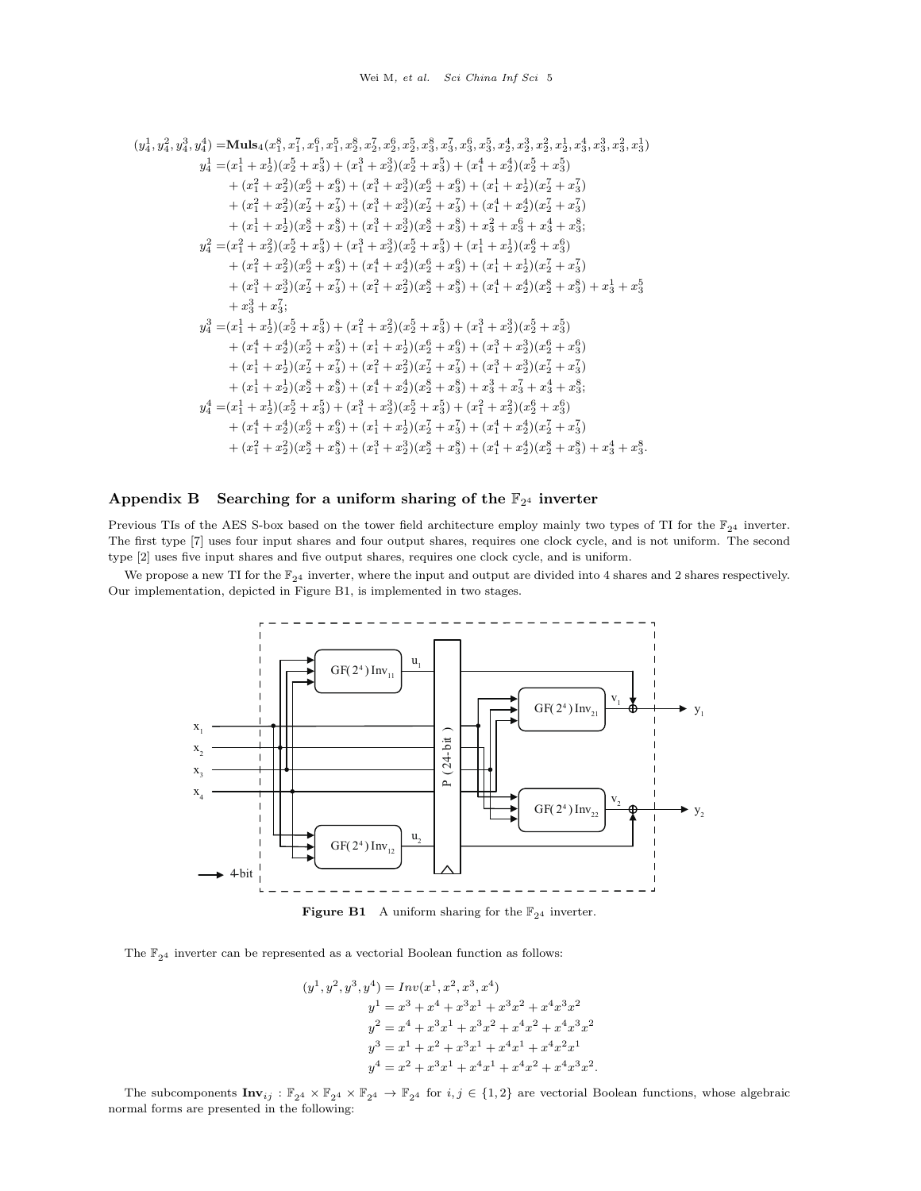$$
\begin{aligned}
(y_4^1, y_4^2, y_4^3, y_4^4) =& \mathbf{Muls}_4(x_1^8, x_1^7, x_1^6, x_1^5, x_2^8, x_2^7, x_2^6, x_2^5, x_3^8, x_3^7, x_3^6, x_3^5, x_2^4, x_2^3, x_2^2, x_2^1, x_3^4, x_3^3, x_3^2, x_3^1) \\
y_4^1 =& (x_1^1 + x_2^1)(x_2^5 + x_3^5) + (x_1^3 + x_2^3)(x_2^5 + x_3^5) + (x_1^4 + x_2^4)(x_2^5 + x_3^5) \\
&+ (x_1^2 + x_2^2)(x_2^6 + x_3^6) + (x_1^3 + x_2^3)(x_2^6 + x_3^6) + (x_1^1 + x_2^1)(x_2^7 + x_3^7) \\
&+ (x_1^2 + x_2^2)(x_2^7 + x_3^7) + (x_1^3 + x_2^3)(x_2^7 + x_3^7) + (x_1^4 + x_2^4)(x_2^7 + x_3^7) \\
&+ (x_1^1 + x_2^1)(x_2^8 + x_3^8) + (x_1^3 + x_2^3)(x_2^8 + x_3^8) + x_3^2 + x_3^6 + x_3^4 + x_3^8; \\
y_4^2 =& (x_1^2 + x_2^2)(x_2^5 + x_3^5) + (x_1^3 + x_2^3)(x_2^5 + x_3^5) + (x_1^1 + x_2^1)(x_2^6 + x_3^6) \\
&+ (x_1^2 + x_2^2)(x_2^6 + x_3^6) + (x_1^4 + x_2^4)(x_2^6 + x_3^6) + (x_1^1 + x_2^1)(x_2^7 + x_3^7) \\
&+ (x_1^3 + x_2^3)(x_2^7 + x_3^7) + (x_1^2 + x_2^2)(x_2^8 + x_3^8) + (x_1^4 + x_2^4)(x_2^8 + x_3^8) + x_3^1 + x_3^5 \\
&+ x_3^3 + x_3^7; \\
y_4^3 =& (x_1^1 + x_2^1)(x_2^5 + x_3^5) + (x_1^2 + x_2^2)(x_2^5 + x_3^5) + (x_1^3 + x_2^3)(x_2^5 + x_3^5) \\
&+ (x_1^4 + x_2^4)(x_2^5 + x_3^5) + (x_1^1 + x_2^1)(x_2^6 + x_3^6) + (x_1^3 + x_2^3)(x_2^6 + x_3^6) \\
&+ (x_1^1 + x_2^1)(x_2^7 + x_3^7) + (x_1^2 + x_2^2)(x_2^7 + x_3^7) + (x_1^3 + x_2^3)(x_2^7 + x_3^7) \\
&+ (x_1^1 + x_2^1)(x_2^8 + x_3^8) + (x_1^4 + x_2^4)(x_2^8 + x_3^8) + x_3^3 + x_3^7 + x_3^4 + x_3^8; \\
y_4^4 =& (x_1^1 + x_2^1)(x_2^5 + x_3^5) + (x_1^3 + x_2^3)(x_2^5 + x_3^5) + (x_1^2 + x_2^2)(x_2^6 + x_3^6) \\
&+ (x_1^4 + x_2^4)(x_2^6 + x_3^6) + (x_1^1 + x_2^1)(x_2^7 + x_3^7) + (x_1^4 + x_2^4)(x_2^7 + x_3^7) \\
&+ (x_1^2 + x_2^2)(x_2^8 + x_3^8) + (x_1^3 + x_2^3)(x_2^8 + x_3^8) + (x_1^4 + x_2^4)(x_2^8 + x_3^8) + x_3^4 + x_3^8.
\end{aligned}
$$

## Appendix B Searching for a uniform sharing of the $\mathbb{F}_{2^4}$ inverter

Previous TIs of the AES S-box based on the tower field architecture employ mainly two types of TI for the $\mathbb{F}_{2^4}$ inverter. The first type [7] uses four input shares and four output shares, requires one clock cycle, and is not uniform. The second type [2] uses five input shares and five output shares, requires one clock cycle, and is uniform.

We propose a new TI for the $\mathbb{F}_{2^4}$ inverter, where the input and output are divided into 4 shares and 2 shares respectively. Our implementation, depicted in Figure B1, is implemented in two stages.

**Figure B1** A uniform sharing for the $\mathbb{F}_{2^4}$ inverter.

The $\mathbb{F}_{2^4}$ inverter can be represented as a vectorial Boolean function as follows:

$$
\begin{aligned}
(y^1, y^2, y^3, y^4) &= Inv(x^1, x^2, x^3, x^4) \\
y^1 &= x^3 + x^4 + x^3x^1 + x^3x^2 + x^4x^3x^2 \\
y^2 &= x^4 + x^3x^1 + x^3x^2 + x^4x^2 + x^4x^3x^2 \\
y^3 &= x^1 + x^2 + x^3x^1 + x^4x^1 + x^4x^2x^1 \\
y^4 &= x^2 + x^3x^1 + x^4x^1 + x^4x^2 + x^4x^3x^2.
\end{aligned}
$$

The subcomponents $\mathbf{Inv}_{ij} : \mathbb{F}_{2^4} \times \mathbb{F}_{2^4} \times \mathbb{F}_{2^4} \to \mathbb{F}_{2^4}$ for $i, j \in \{1, 2\}$ are vectorial Boolean functions, whose algebraic normal forms are presented in the following: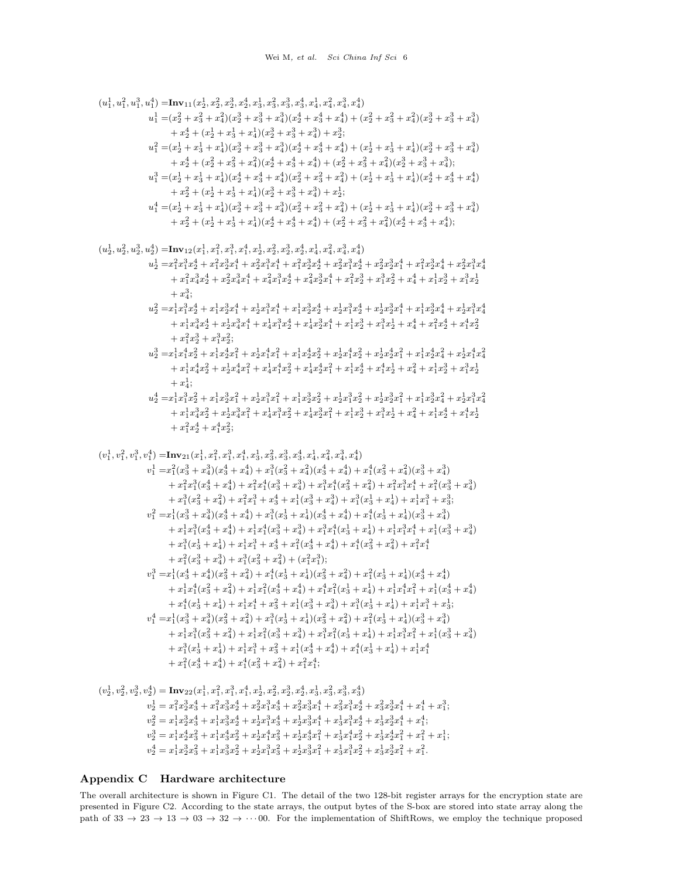$$
\begin{aligned}
(u_1^1,u_1^2,u_1^3,u_1^4) =& \mathbf{Inv}_{11}(x_2^1,x_2^2,x_2^3,x_2^4,x_3^1,x_3^2,x_3^3,x_3^4,x_4^1,x_4^2,x_4^3,x_4^4)\\
u_1^1 =& (x_2^2+x_3^2+x_4^2)(x_2^3+x_3^3+x_4^3)(x_2^4+x_3^4+x_4^4)+(x_2^2+x_3^2+x_4^2)(x_2^3+x_3^3+x_4^3)\\
&+x_2^4+(x_2^1+x_3^1+x_4^1)(x_2^3+x_3^3+x_4^3)+x_2^3;\\
u_1^2 =& (x_2^1+x_3^1+x_4^1)(x_2^3+x_3^3+x_4^3)(x_2^4+x_3^4+x_4^4)+(x_2^1+x_3^1+x_4^1)(x_2^3+x_3^3+x_4^3)\\
&+x_2^4+(x_2^2+x_3^2+x_4^2)(x_2^4+x_3^4+x_4^4)+(x_2^2+x_3^2+x_4^2)(x_2^3+x_3^3+x_4^3);\\
u_1^3 =& (x_2^1+x_3^1+x_4^1)(x_2^4+x_3^4+x_4^4)(x_2^2+x_3^2+x_4^2)+(x_2^1+x_3^1+x_4^1)(x_2^4+x_3^4+x_4^4)\\
&+x_2^2+(x_2^1+x_3^1+x_4^1)(x_2^3+x_3^3+x_4^3)+x_2^1;\\
u_1^4 =& (x_2^1+x_3^1+x_4^1)(x_2^3+x_3^3+x_4^3)(x_2^2+x_3^2+x_4^2)+(x_2^1+x_3^1+x_4^1)(x_2^3+x_3^3+x_4^3)\\
&+x_2^2+(x_2^1+x_3^1+x_4^1)(x_2^4+x_3^4+x_4^4)+(x_2^2+x_3^2+x_4^2)(x_2^4+x_3^4+x_4^4);
\end{aligned}
$$

$$
\begin{aligned}
(u_2^1,u_2^2,u_2^3,u_2^4) =& \mathbf{Inv}_{12}(x_1^1,x_1^2,x_1^3,x_1^4,x_2^1,x_2^2,x_2^3,x_2^4,x_4^1,x_4^2,x_4^3,x_4^4)\\
u_2^1 =& x_1^2x_1^3x_2^4+x_1^2x_2^3x_1^4+x_2^2x_1^3x_1^4+x_1^2x_2^3x_2^4+x_2^2x_1^3x_2^4+x_2^2x_2^3x_1^4+x_1^2x_2^3x_4^4+x_2^2x_1^3x_4^4\\
&+x_1^2x_4^3x_2^4+x_2^2x_4^3x_1^4+x_4^2x_1^3x_2^4+x_4^2x_2^3x_1^4+x_1^2x_2^3+x_1^3x_2^2+x_4^4+x_1^1x_2^3+x_1^3x_2^1\\
&+x_4^3;\\
u_2^2 =& x_1^1x_1^3x_2^4+x_1^1x_2^3x_1^4+x_2^1x_1^3x_1^4+x_1^1x_2^3x_2^4+x_2^1x_1^3x_2^4+x_2^1x_2^3x_1^4+x_1^1x_2^3x_4^4+x_2^1x_1^3x_4^4\\
&+x_1^1x_4^3x_2^4+x_2^1x_4^3x_1^4+x_4^1x_1^3x_2^4+x_4^1x_2^3x_1^4+x_1^1x_2^3+x_1^3x_2^1+x_4^4+x_1^2x_2^4+x_1^4x_2^2\\
&+x_1^2x_2^3+x_1^3x_2^2;\\
u_2^3 =& x_1^1x_1^4x_2^2+x_1^1x_2^4x_1^2+x_2^1x_1^4x_1^2+x_1^1x_2^4x_2^2+x_2^1x_1^4x_2^2+x_2^1x_2^4x_1^2+x_1^1x_2^4x_4^2+x_2^1x_1^4x_4^2\\
&+x_1^1x_4^4x_2^2+x_2^1x_4^4x_1^2+x_4^1x_1^4x_2^2+x_4^1x_2^4x_1^2+x_1^1x_2^4+x_1^4x_2^1+x_4^2+x_1^1x_2^3+x_1^3x_2^1\\
&+x_4^1;\\
u_2^4 =& x_1^1x_1^3x_2^2+x_1^1x_2^3x_1^2+x_2^1x_1^3x_1^2+x_1^1x_2^3x_2^2+x_2^1x_1^3x_2^2+x_2^1x_2^3x_1^2+x_1^1x_2^3x_4^2+x_2^1x_1^3x_4^2\\
&+x_1^1x_4^3x_2^2+x_2^1x_4^3x_1^2+x_4^1x_1^3x_2^2+x_4^1x_2^3x_1^2+x_1^1x_2^3+x_1^3x_2^1+x_4^2+x_1^1x_2^4+x_1^4x_2^1\\
&+x_1^2x_2^4+x_1^4x_2^2;
\end{aligned}
$$

$$
\begin{aligned}
(v_1^1,v_1^2,v_1^3,v_1^4) =& \mathbf{Inv}_{21}(x_1^1,x_1^2,x_1^3,x_1^4,x_3^1,x_3^2,x_3^3,x_3^4,x_4^1,x_4^2,x_4^3,x_4^4)\\
v_1^1 =& x_1^2(x_3^3+x_4^3)(x_3^4+x_4^4)+x_1^3(x_3^2+x_4^2)(x_3^4+x_4^4)+x_1^4(x_3^2+x_4^2)(x_3^3+x_4^3)\\
&+x_1^2x_1^3(x_3^4+x_4^4)+x_1^2x_1^4(x_3^3+x_4^3)+x_1^3x_1^4(x_3^2+x_4^2)+x_1^2x_1^3x_1^4+x_1^2(x_3^3+x_4^3)\\
&+x_1^3(x_3^2+x_4^2)+x_1^2x_1^3+x_3^4+x_1^1(x_3^3+x_4^3)+x_1^3(x_3^1+x_4^1)+x_1^1x_1^3+x_3^3;\\
v_1^2 =& x_1^1(x_3^3+x_4^3)(x_3^4+x_4^4)+x_1^3(x_3^1+x_4^1)(x_3^4+x_4^4)+x_1^4(x_3^1+x_4^1)(x_3^3+x_4^3)\\
&+x_1^1x_1^3(x_3^4+x_4^4)+x_1^1x_1^4(x_3^3+x_4^3)+x_1^3x_1^4(x_3^1+x_4^1)+x_1^1x_1^3x_1^4+x_1^1(x_3^3+x_4^3)\\
&+x_1^3(x_3^1+x_4^1)+x_1^1x_1^3+x_3^4+x_1^2(x_3^4+x_4^4)+x_1^4(x_3^2+x_4^2)+x_1^2x_1^4\\
&+x_1^2(x_3^3+x_4^3)+x_1^3(x_3^2+x_4^2)+(x_1^2x_1^3);\\
v_1^3 =& x_1^1(x_3^4+x_4^4)(x_3^2+x_4^2)+x_1^4(x_3^1+x_4^1)(x_3^2+x_4^2)+x_1^2(x_3^1+x_4^1)(x_3^4+x_4^4)\\
&+x_1^1x_1^4(x_3^2+x_4^2)+x_1^1x_1^2(x_3^4+x_4^4)+x_1^4x_1^2(x_3^1+x_4^1)+x_1^1x_1^4x_1^2+x_1^1(x_3^4+x_4^4)\\
&+x_1^4(x_3^1+x_4^1)+x_1^1x_1^4+x_3^2+x_1^1(x_3^3+x_4^3)+x_1^3(x_3^1+x_4^1)+x_1^1x_1^3+x_3^1;\\
v_1^4 =& x_1^1(x_3^3+x_4^3)(x_3^2+x_4^2)+x_1^3(x_3^1+x_4^1)(x_3^2+x_4^2)+x_1^2(x_3^1+x_4^1)(x_3^3+x_4^3)\\
&+x_1^1x_1^3(x_3^2+x_4^2)+x_1^1x_1^2(x_3^3+x_4^3)+x_1^3x_1^2(x_3^1+x_4^1)+x_1^1x_1^3x_1^2+x_1^1(x_3^3+x_4^3)\\
&+x_1^3(x_3^1+x_4^1)+x_1^1x_1^3+x_3^2+x_1^1(x_3^4+x_4^4)+x_1^4(x_3^1+x_4^1)+x_1^1x_1^4\\
&+x_1^2(x_3^4+x_4^4)+x_1^4(x_3^2+x_4^2)+x_1^2x_1^4;
\end{aligned}
$$

$$
\begin{aligned}
(v_2^1,v_2^2,v_2^3,v_2^4) =& \mathbf{Inv}_{22}(x_1^1,x_1^2,x_1^3,x_1^4,x_2^1,x_2^2,x_2^3,x_2^4,x_3^1,x_3^2,x_3^3,x_3^4)\\
v_2^1 =& x_1^2x_2^3x_3^4+x_1^2x_3^3x_2^4+x_2^2x_1^3x_3^4+x_2^2x_3^3x_1^4+x_3^2x_1^3x_2^4+x_3^2x_2^3x_1^4+x_1^4+x_1^3;\\
v_2^2 =& x_1^1x_2^3x_3^4+x_1^1x_3^3x_2^4+x_2^1x_1^3x_3^4+x_2^1x_3^3x_1^4+x_3^1x_1^3x_2^4+x_3^1x_2^3x_1^4+x_1^4;\\
v_2^3 =& x_1^1x_2^4x_3^2+x_1^1x_3^4x_2^2+x_2^1x_1^4x_3^2+x_2^1x_3^4x_1^2+x_3^1x_1^4x_2^2+x_3^1x_2^4x_1^2+x_1^2+x_1^1;\\
v_2^4 =& x_1^1x_2^3x_3^2+x_1^1x_3^3x_2^2+x_2^1x_1^3x_3^2+x_2^1x_3^3x_1^2+x_3^1x_1^3x_2^2+x_3^1x_2^3x_1^2+x_1^2.
\end{aligned}
$$

## Appendix C Hardware architecture

The overall architecture is shown in Figure C1. The detail of the two 128-bit register arrays for the encryption state are presented in Figure C2. According to the state arrays, the output bytes of the S-box are stored into state array along the path of $33 \to 23 \to 13 \to 03 \to 32 \to \cdots 00$. For the implementation of ShiftRows, we employ the technique proposed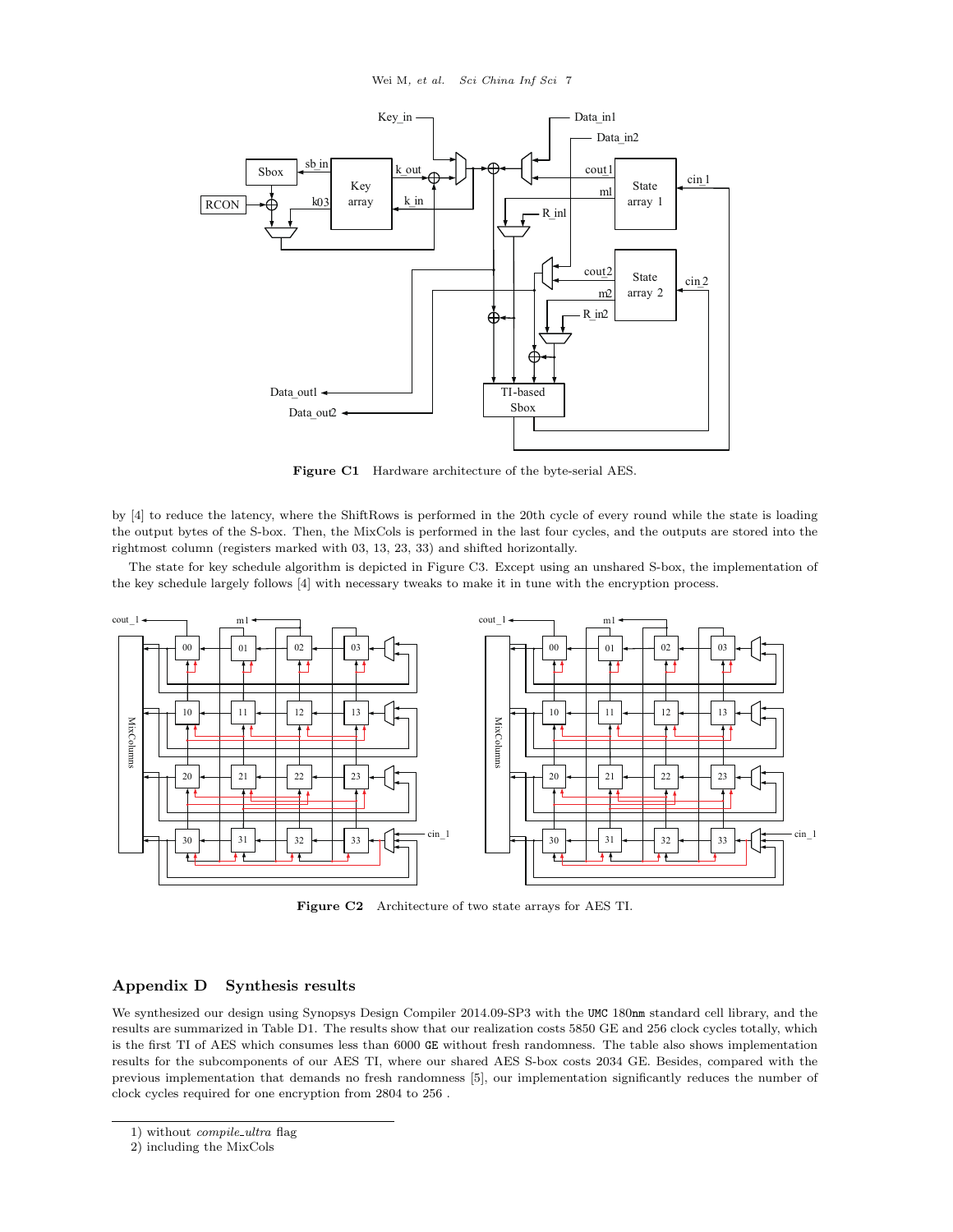Figure C1 Hardware architecture of the byte-serial AES.

by [4] to reduce the latency, where the ShiftRows is performed in the 20th cycle of every round while the state is loading the output bytes of the S-box. Then, the MixCols is performed in the last four cycles, and the outputs are stored into the rightmost column (registers marked with 03, 13, 23, 33) and shifted horizontally.

The state for key schedule algorithm is depicted in Figure C3. Except using an unshared S-box, the implementation of the key schedule largely follows [4] with necessary tweaks to make it in tune with the encryption process.

Figure C2 Architecture of two state arrays for AES TI.

## Appendix D Synthesis results

We synthesized our design using Synopsys Design Compiler 2014.09-SP3 with the UMC 180nm standard cell library, and the results are summarized in Table D1. The results show that our realization costs 5850 GE and 256 clock cycles totally, which is the first TI of AES which consumes less than 6000 GE without fresh randomness. The table also shows implementation results for the subcomponents of our AES TI, where our shared AES S-box costs 2034 GE. Besides, compared with the previous implementation that demands no fresh randomness [5], our implementation significantly reduces the number of clock cycles required for one encryption from 2804 to 256 .

---

1) without *compile_ultra* flag
2) including the MixCols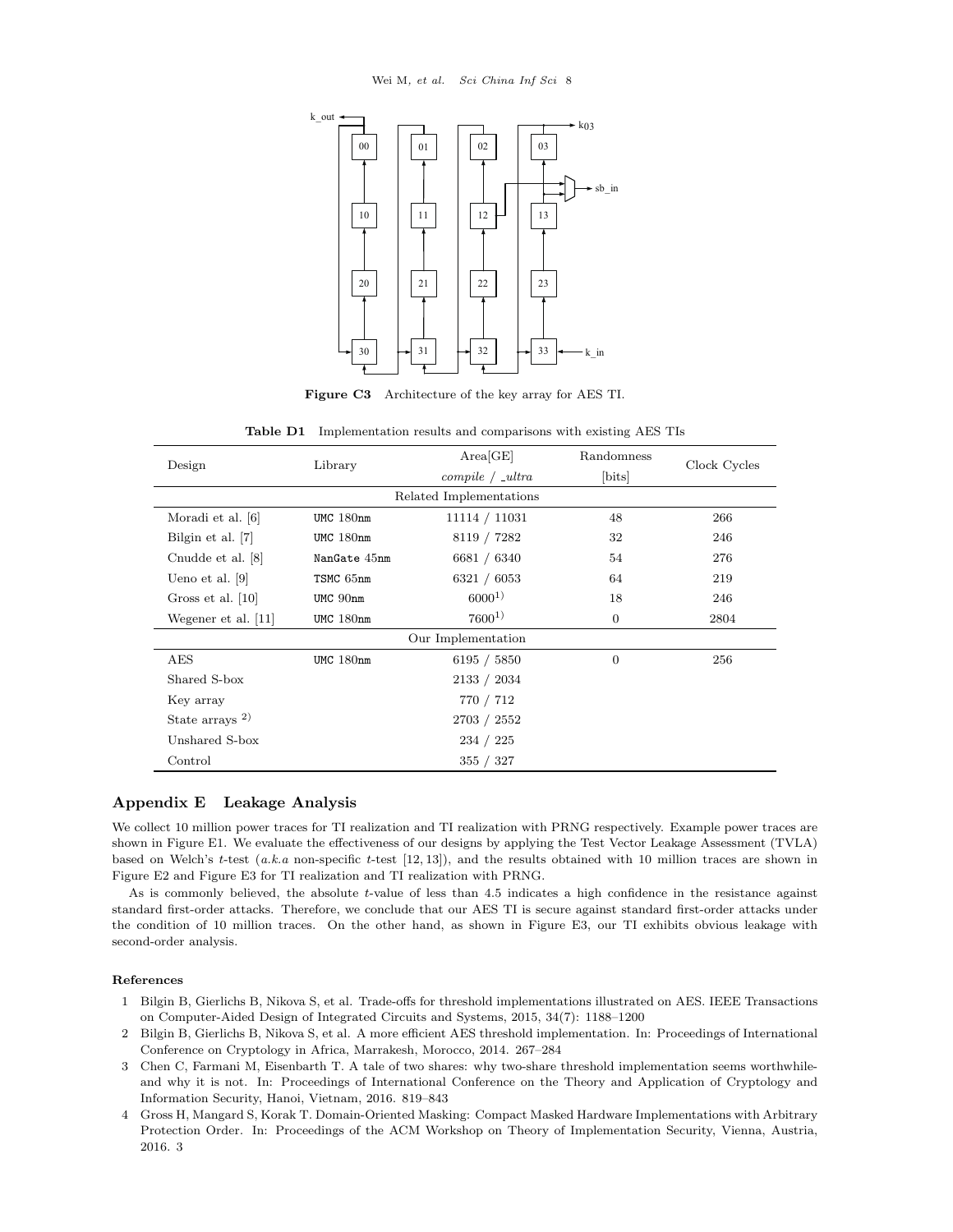Figure C3   Architecture of the key array for AES TI.

Table D1   Implementation results and comparisons with existing AES TIs

| Design | Library | Area[GE] *compile* / *_ultra* | Randomness [bits] | Clock Cycles |
|---|---|---|---|---|
| Related Implementations | | | | |
| Moradi et al. [6] | UMC 180nm | 11114 / 11031 | 48 | 266 |
| Bilgin et al. [7] | UMC 180nm | 8119 / 7282 | 32 | 246 |
| Cnudde et al. [8] | NanGate 45nm | 6681 / 6340 | 54 | 276 |
| Ueno et al. [9] | TSMC 65nm | 6321 / 6053 | 64 | 219 |
| Gross et al. [10] | UMC 90nm | 6000[1)] | 18 | 246 |
| Wegener et al. [11] | UMC 180nm | 7600[1)] | 0 | 2804 |
| Our Implementation | | | | |
| AES | UMC 180nm | 6195 / 5850 | 0 | 256 |
| Shared S-box | | 2133 / 2034 | | |
| Key array | | 770 / 712 | | |
| State arrays [2)] | | 2703 / 2552 | | |
| Unshared S-box | | 234 / 225 | | |
| Control | | 355 / 327 | | |

## Appendix E   Leakage Analysis

We collect 10 million power traces for TI realization and TI realization with PRNG respectively. Example power traces are shown in Figure E1. We evaluate the effectiveness of our designs by applying the Test Vector Leakage Assessment (TVLA) based on Welch's $t$-test (*a.k.a* non-specific $t$-test [12, 13]), and the results obtained with 10 million traces are shown in Figure E2 and Figure E3 for TI realization and TI realization with PRNG.

As is commonly believed, the absolute $t$-value of less than 4.5 indicates a high confidence in the resistance against standard first-order attacks. Therefore, we conclude that our AES TI is secure against standard first-order attacks under the condition of 10 million traces. On the other hand, as shown in Figure E3, our TI exhibits obvious leakage with second-order analysis.

**References**

1. Bilgin B, Gierlichs B, Nikova S, et al. Trade-offs for threshold implementations illustrated on AES. IEEE Transactions on Computer-Aided Design of Integrated Circuits and Systems, 2015, 34(7): 1188–1200
2. Bilgin B, Gierlichs B, Nikova S, et al. A more efficient AES threshold implementation. In: Proceedings of International Conference on Cryptology in Africa, Marrakesh, Morocco, 2014. 267–284
3. Chen C, Farmani M, Eisenbarth T. A tale of two shares: why two-share threshold implementation seems worthwhile-and why it is not. In: Proceedings of International Conference on the Theory and Application of Cryptology and Information Security, Hanoi, Vietnam, 2016. 819–843
4. Gross H, Mangard S, Korak T. Domain-Oriented Masking: Compact Masked Hardware Implementations with Arbitrary Protection Order. In: Proceedings of the ACM Workshop on Theory of Implementation Security, Vienna, Austria, 2016. 3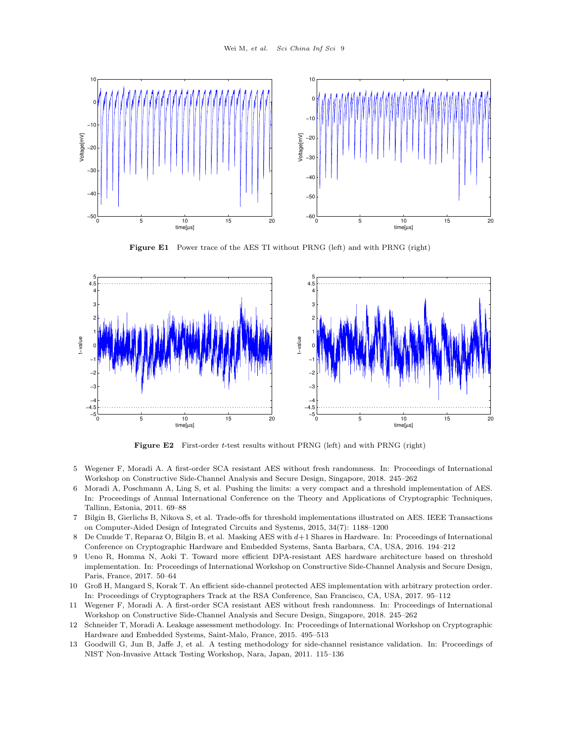**Figure E1** Power trace of the AES TI without PRNG (left) and with PRNG (right)

**Figure E2** First-order $t$-test results without PRNG (left) and with PRNG (right)

5 Wegener F, Moradi A. A first-order SCA resistant AES without fresh randomness. In: Proceedings of International Workshop on Constructive Side-Channel Analysis and Secure Design, Singapore, 2018. 245–262

6 Moradi A, Poschmann A, Ling S, et al. Pushing the limits: a very compact and a threshold implementation of AES. In: Proceedings of Annual International Conference on the Theory and Applications of Cryptographic Techniques, Tallinn, Estonia, 2011. 69–88

7 Bilgin B, Gierlichs B, Nikova S, et al. Trade-offs for threshold implementations illustrated on AES. IEEE Transactions on Computer-Aided Design of Integrated Circuits and Systems, 2015, 34(7): 1188–1200

8 De Cnudde T, Reparaz O, Bilgin B, et al. Masking AES with $d+1$ Shares in Hardware. In: Proceedings of International Conference on Cryptographic Hardware and Embedded Systems, Santa Barbara, CA, USA, 2016. 194–212

9 Ueno R, Homma N, Aoki T. Toward more efficient DPA-resistant AES hardware architecture based on threshold implementation. In: Proceedings of International Workshop on Constructive Side-Channel Analysis and Secure Design, Paris, France, 2017. 50–64

10 Groß H, Mangard S, Korak T. An efficient side-channel protected AES implementation with arbitrary protection order. In: Proceedings of Cryptographers Track at the RSA Conference, San Francisco, CA, USA, 2017. 95–112

11 Wegener F, Moradi A. A first-order SCA resistant AES without fresh randomness. In: Proceedings of International Workshop on Constructive Side-Channel Analysis and Secure Design, Singapore, 2018. 245–262

12 Schneider T, Moradi A. Leakage assessment methodology. In: Proceedings of International Workshop on Cryptographic Hardware and Embedded Systems, Saint-Malo, France, 2015. 495–513

13 Goodwill G, Jun B, Jaffe J, et al. A testing methodology for side-channel resistance validation. In: Proceedings of NIST Non-Invasive Attack Testing Workshop, Nara, Japan, 2011. 115–136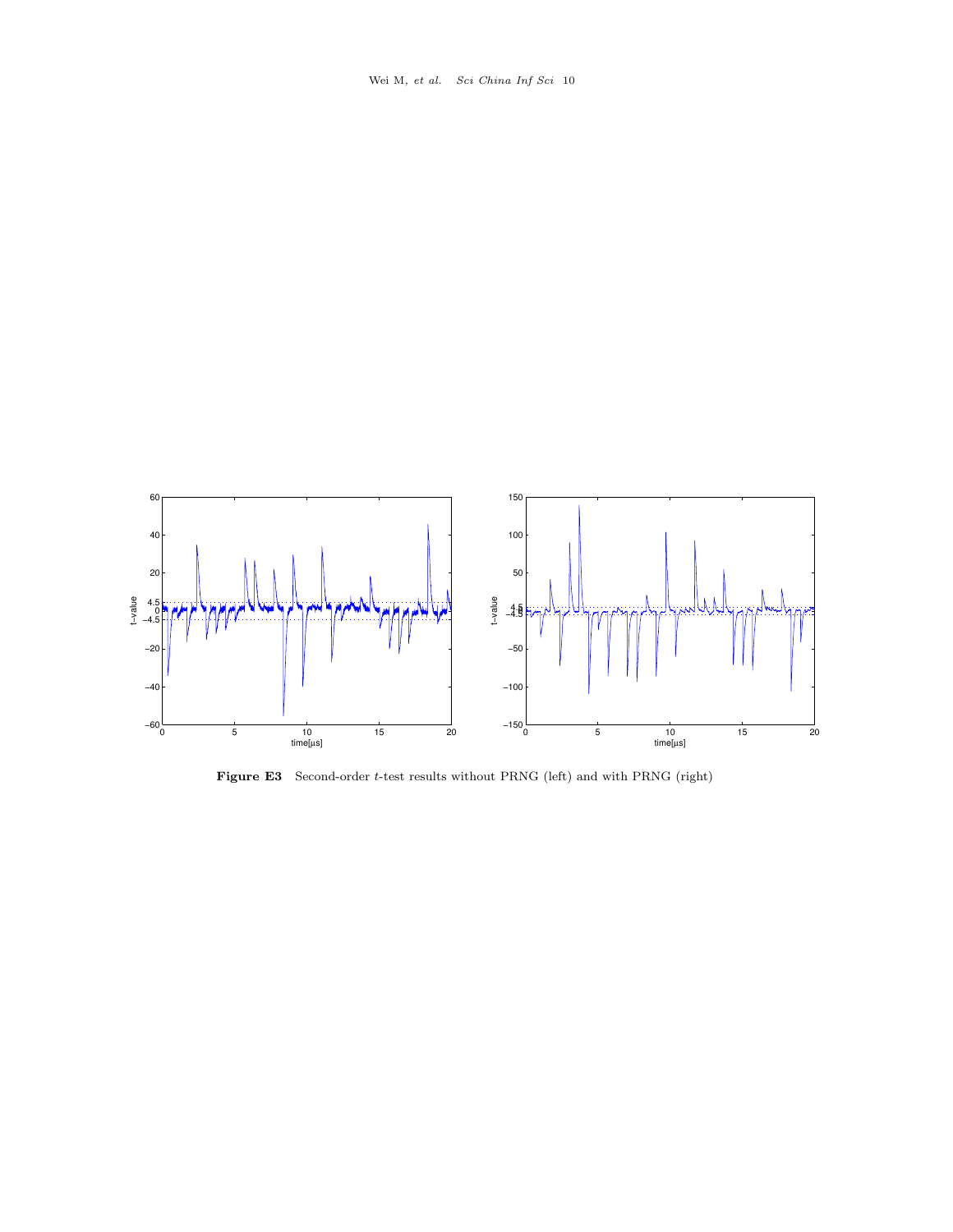60
40
20
4.5
0
−4.5
−20
−40
−60
0
5
10
15
20
t−value
time[µs]

150
100
50
4.5
−4.5
−50
−100
−150
0
5
10
15
20
t−value
time[µs]

**Figure E3** Second-order *t*-test results without PRNG (left) and with PRNG (right)